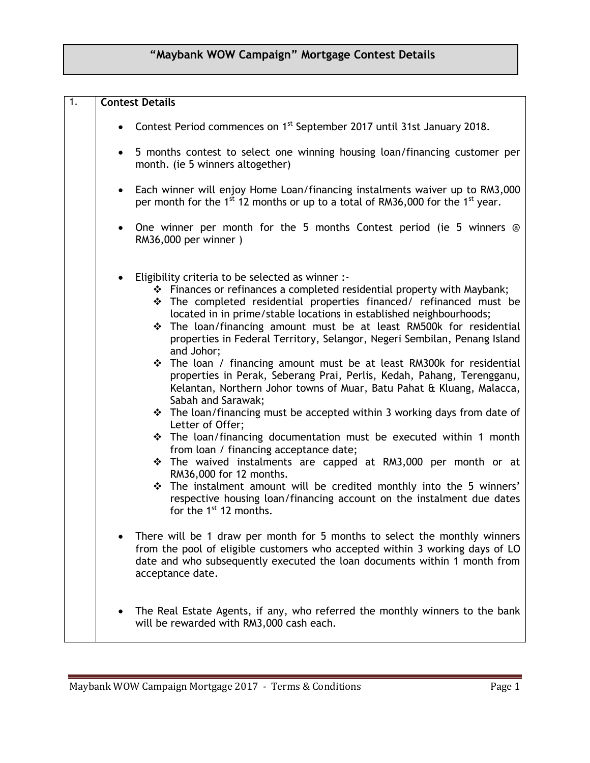# "Maybank WOW Campaign" Mortgage Contest Details

## 1. Contest Details

- Contest Period commences on 1st September 2017 until 31st January 2018.
- 5 months contest to select one winning housing loan/financing customer per month. (ie 5 winners altogether)
- Each winner will enjoy Home Loan/financing instalments waiver up to RM3,000 per month for the 1st 12 months or up to a total of RM36,000 for the 1st year.
- One winner per month for the 5 months Contest period (ie 5 winners @ RM36,000 per winner )
- Eligibility criteria to be selected as winner :-
  - Finances or refinances a completed residential property with Maybank;
  - The completed residential properties financed/ refinanced must be located in in prime/stable locations in established neighbourhoods;
  - The loan/financing amount must be at least RM500k for residential properties in Federal Territory, Selangor, Negeri Sembilan, Penang Island and Johor;
  - The loan / financing amount must be at least RM300k for residential properties in Perak, Seberang Prai, Perlis, Kedah, Pahang, Terengganu, Kelantan, Northern Johor towns of Muar, Batu Pahat & Kluang, Malacca, Sabah and Sarawak;
  - The loan/financing must be accepted within 3 working days from date of Letter of Offer;
  - The loan/financing documentation must be executed within 1 month from loan / financing acceptance date;
  - The waived instalments are capped at RM3,000 per month or at RM36,000 for 12 months.
  - The instalment amount will be credited monthly into the 5 winners' respective housing loan/financing account on the instalment due dates for the 1st 12 months.
- There will be 1 draw per month for 5 months to select the monthly winners from the pool of eligible customers who accepted within 3 working days of LO date and who subsequently executed the loan documents within 1 month from acceptance date.
- The Real Estate Agents, if any, who referred the monthly winners to the bank will be rewarded with RM3,000 cash each.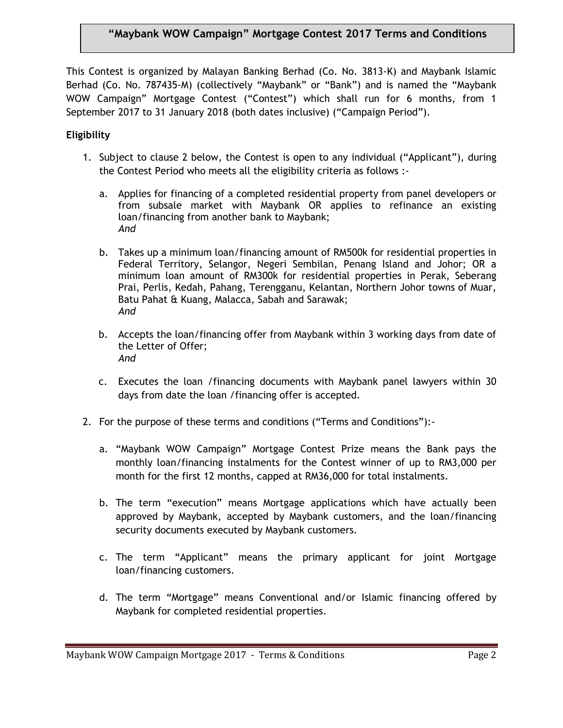# "Maybank WOW Campaign" Mortgage Contest 2017 Terms and Conditions

This Contest is organized by Malayan Banking Berhad (Co. No. 3813-K) and Maybank Islamic Berhad (Co. No. 787435-M) (collectively "Maybank" or "Bank") and is named the "Maybank WOW Campaign" Mortgage Contest ("Contest") which shall run for 6 months, from 1 September 2017 to 31 January 2018 (both dates inclusive) ("Campaign Period").

**Eligibility**

1. Subject to clause 2 below, the Contest is open to any individual ("Applicant"), during the Contest Period who meets all the eligibility criteria as follows :-

   a. Applies for financing of a completed residential property from panel developers or from subsale market with Maybank OR applies to refinance an existing loan/financing from another bank to Maybank;
   *And*

   b. Takes up a minimum loan/financing amount of RM500k for residential properties in Federal Territory, Selangor, Negeri Sembilan, Penang Island and Johor; OR a minimum loan amount of RM300k for residential properties in Perak, Seberang Prai, Perlis, Kedah, Pahang, Terengganu, Kelantan, Northern Johor towns of Muar, Batu Pahat & Kuang, Malacca, Sabah and Sarawak;
   *And*

   b. Accepts the loan/financing offer from Maybank within 3 working days from date of the Letter of Offer;
   *And*

   c. Executes the loan /financing documents with Maybank panel lawyers within 30 days from date the loan /financing offer is accepted.

2. For the purpose of these terms and conditions ("Terms and Conditions"):-

   a. "Maybank WOW Campaign" Mortgage Contest Prize means the Bank pays the monthly loan/financing instalments for the Contest winner of up to RM3,000 per month for the first 12 months, capped at RM36,000 for total instalments.

   b. The term "execution" means Mortgage applications which have actually been approved by Maybank, accepted by Maybank customers, and the loan/financing security documents executed by Maybank customers.

   c. The term "Applicant" means the primary applicant for joint Mortgage loan/financing customers.

   d. The term "Mortgage" means Conventional and/or Islamic financing offered by Maybank for completed residential properties.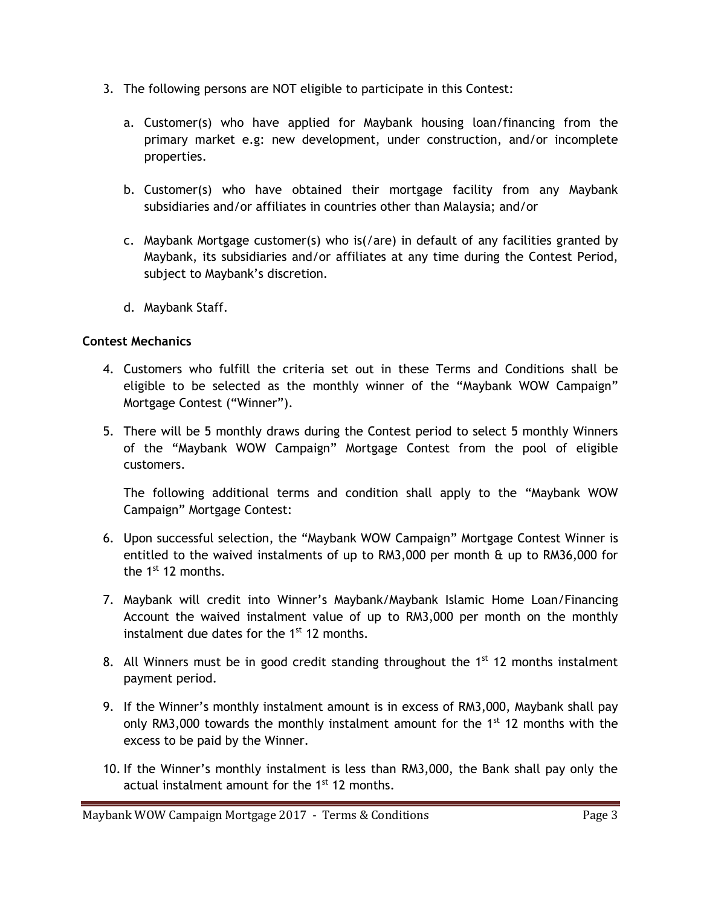3. The following persons are NOT eligible to participate in this Contest:

   a. Customer(s) who have applied for Maybank housing loan/financing from the primary market e.g: new development, under construction, and/or incomplete properties.

   b. Customer(s) who have obtained their mortgage facility from any Maybank subsidiaries and/or affiliates in countries other than Malaysia; and/or

   c. Maybank Mortgage customer(s) who is(/are) in default of any facilities granted by Maybank, its subsidiaries and/or affiliates at any time during the Contest Period, subject to Maybank's discretion.

   d. Maybank Staff.

**Contest Mechanics**

4. Customers who fulfill the criteria set out in these Terms and Conditions shall be eligible to be selected as the monthly winner of the "Maybank WOW Campaign" Mortgage Contest ("Winner").

5. There will be 5 monthly draws during the Contest period to select 5 monthly Winners of the "Maybank WOW Campaign" Mortgage Contest from the pool of eligible customers.

   The following additional terms and condition shall apply to the "Maybank WOW Campaign" Mortgage Contest:

6. Upon successful selection, the "Maybank WOW Campaign" Mortgage Contest Winner is entitled to the waived instalments of up to RM3,000 per month & up to RM36,000 for the 1st 12 months.

7. Maybank will credit into Winner's Maybank/Maybank Islamic Home Loan/Financing Account the waived instalment value of up to RM3,000 per month on the monthly instalment due dates for the 1st 12 months.

8. All Winners must be in good credit standing throughout the 1st 12 months instalment payment period.

9. If the Winner's monthly instalment amount is in excess of RM3,000, Maybank shall pay only RM3,000 towards the monthly instalment amount for the 1st 12 months with the excess to be paid by the Winner.

10. If the Winner's monthly instalment is less than RM3,000, the Bank shall pay only the actual instalment amount for the 1st 12 months.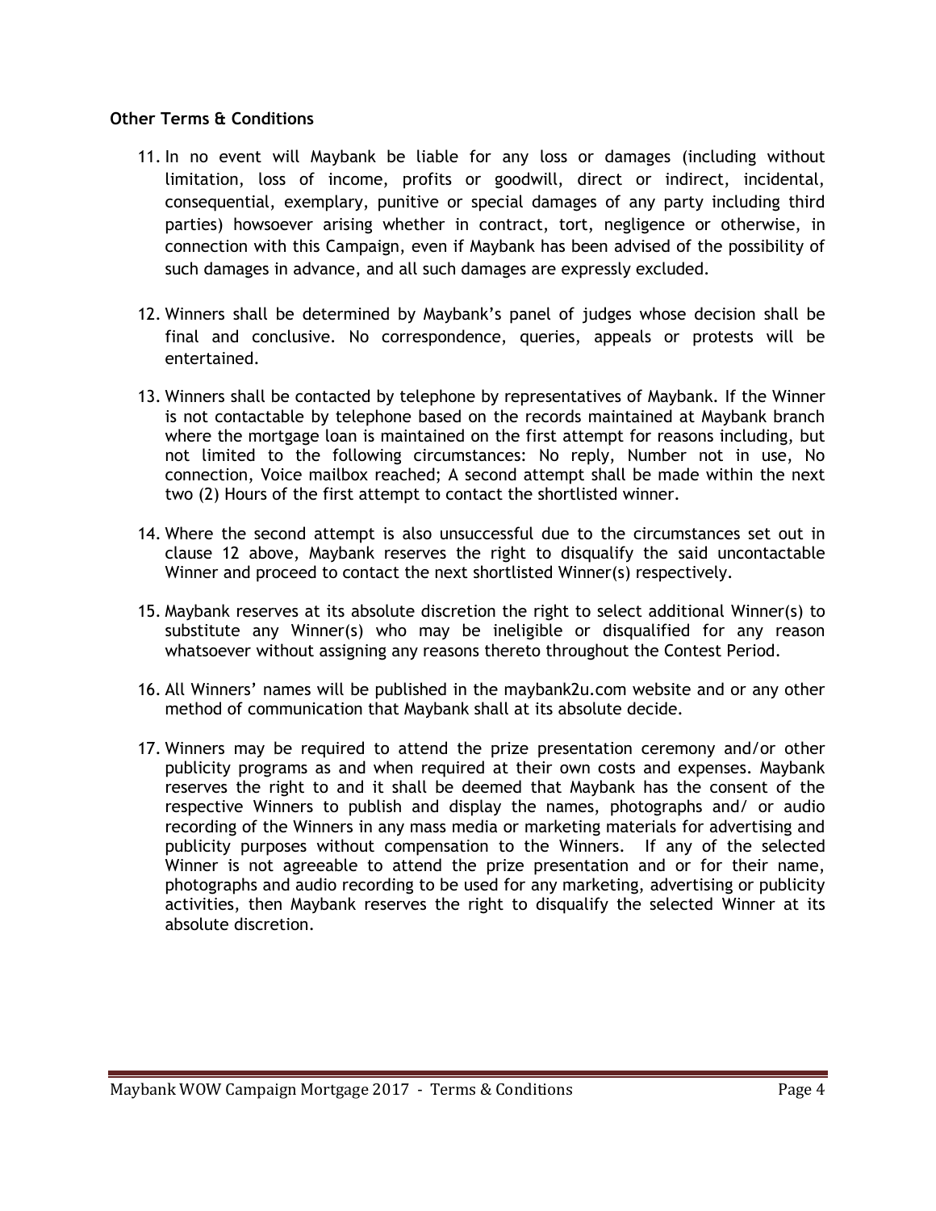**Other Terms & Conditions**

11. In no event will Maybank be liable for any loss or damages (including without limitation, loss of income, profits or goodwill, direct or indirect, incidental, consequential, exemplary, punitive or special damages of any party including third parties) howsoever arising whether in contract, tort, negligence or otherwise, in connection with this Campaign, even if Maybank has been advised of the possibility of such damages in advance, and all such damages are expressly excluded.

12. Winners shall be determined by Maybank's panel of judges whose decision shall be final and conclusive. No correspondence, queries, appeals or protests will be entertained.

13. Winners shall be contacted by telephone by representatives of Maybank. If the Winner is not contactable by telephone based on the records maintained at Maybank branch where the mortgage loan is maintained on the first attempt for reasons including, but not limited to the following circumstances: No reply, Number not in use, No connection, Voice mailbox reached; A second attempt shall be made within the next two (2) Hours of the first attempt to contact the shortlisted winner.

14. Where the second attempt is also unsuccessful due to the circumstances set out in clause 12 above, Maybank reserves the right to disqualify the said uncontactable Winner and proceed to contact the next shortlisted Winner(s) respectively.

15. Maybank reserves at its absolute discretion the right to select additional Winner(s) to substitute any Winner(s) who may be ineligible or disqualified for any reason whatsoever without assigning any reasons thereto throughout the Contest Period.

16. All Winners' names will be published in the maybank2u.com website and or any other method of communication that Maybank shall at its absolute decide.

17. Winners may be required to attend the prize presentation ceremony and/or other publicity programs as and when required at their own costs and expenses. Maybank reserves the right to and it shall be deemed that Maybank has the consent of the respective Winners to publish and display the names, photographs and/ or audio recording of the Winners in any mass media or marketing materials for advertising and publicity purposes without compensation to the Winners. If any of the selected Winner is not agreeable to attend the prize presentation and or for their name, photographs and audio recording to be used for any marketing, advertising or publicity activities, then Maybank reserves the right to disqualify the selected Winner at its absolute discretion.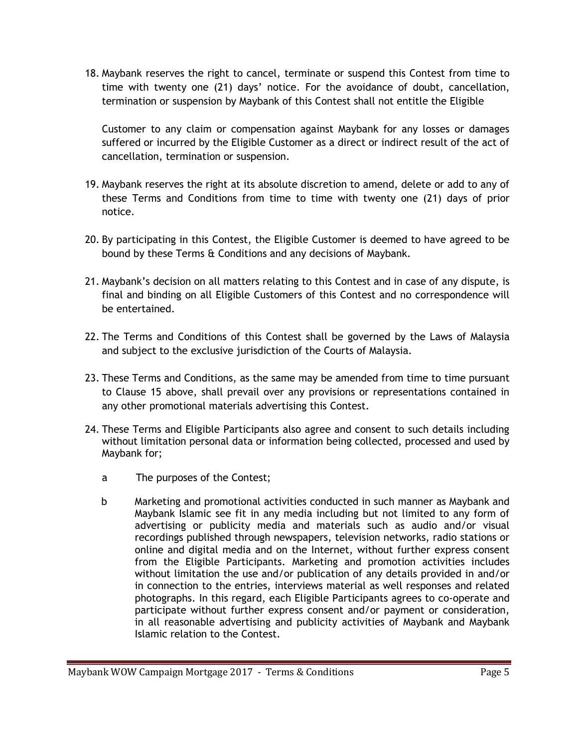18. Maybank reserves the right to cancel, terminate or suspend this Contest from time to time with twenty one (21) days' notice. For the avoidance of doubt, cancellation, termination or suspension by Maybank of this Contest shall not entitle the Eligible

    Customer to any claim or compensation against Maybank for any losses or damages suffered or incurred by the Eligible Customer as a direct or indirect result of the act of cancellation, termination or suspension.

19. Maybank reserves the right at its absolute discretion to amend, delete or add to any of these Terms and Conditions from time to time with twenty one (21) days of prior notice.

20. By participating in this Contest, the Eligible Customer is deemed to have agreed to be bound by these Terms & Conditions and any decisions of Maybank.

21. Maybank's decision on all matters relating to this Contest and in case of any dispute, is final and binding on all Eligible Customers of this Contest and no correspondence will be entertained.

22. The Terms and Conditions of this Contest shall be governed by the Laws of Malaysia and subject to the exclusive jurisdiction of the Courts of Malaysia.

23. These Terms and Conditions, as the same may be amended from time to time pursuant to Clause 15 above, shall prevail over any provisions or representations contained in any other promotional materials advertising this Contest.

24. These Terms and Eligible Participants also agree and consent to such details including without limitation personal data or information being collected, processed and used by Maybank for;

    a The purposes of the Contest;

    b Marketing and promotional activities conducted in such manner as Maybank and Maybank Islamic see fit in any media including but not limited to any form of advertising or publicity media and materials such as audio and/or visual recordings published through newspapers, television networks, radio stations or online and digital media and on the Internet, without further express consent from the Eligible Participants. Marketing and promotion activities includes without limitation the use and/or publication of any details provided in and/or in connection to the entries, interviews material as well responses and related photographs. In this regard, each Eligible Participants agrees to co-operate and participate without further express consent and/or payment or consideration, in all reasonable advertising and publicity activities of Maybank and Maybank Islamic relation to the Contest.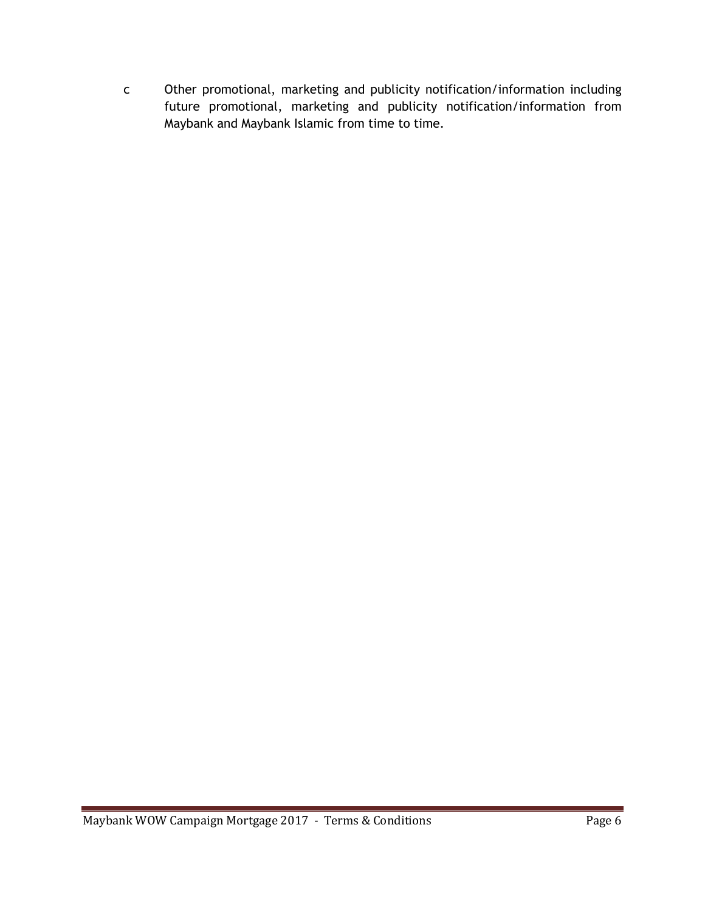c Other promotional, marketing and publicity notification/information including future promotional, marketing and publicity notification/information from Maybank and Maybank Islamic from time to time.